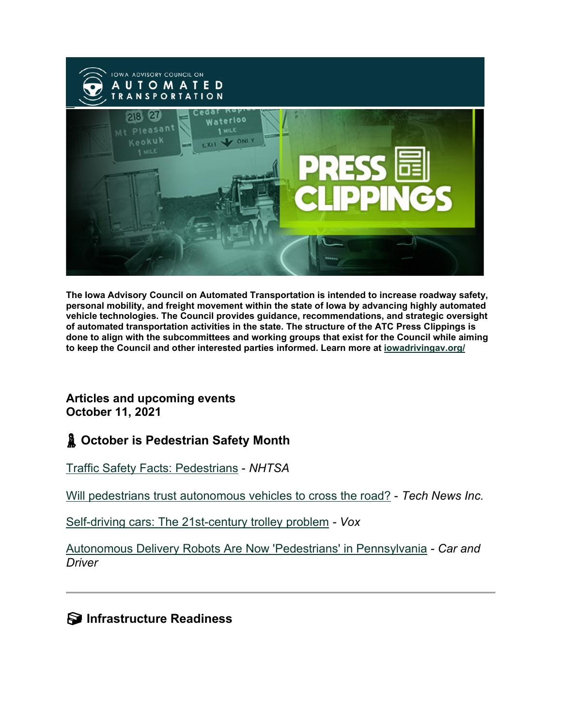The Iowa Advisory Council on Automated Transportation is intended to increase roadway safety, personal mobility, and freight movement within the state of Iowa by advancing highly automated vehicle technologies. The Council provides guidance, recommendations, and strategic oversight of automated transportation activities in the state. The structure of the ATC Press Clippings is done to align with the subcommittees and working groups that exist for the Council while aiming to keep the Council and other interested parties informed. Learn more at iowadrivingav.org/

**Articles and upcoming events**
**October 11, 2021**

## October is Pedestrian Safety Month

Traffic Safety Facts: Pedestrians - *NHTSA*

Will pedestrians trust autonomous vehicles to cross the road? - *Tech News Inc.*

Self-driving cars: The 21st-century trolley problem - *Vox*

Autonomous Delivery Robots Are Now 'Pedestrians' in Pennsylvania - *Car and Driver*

---

## Infrastructure Readiness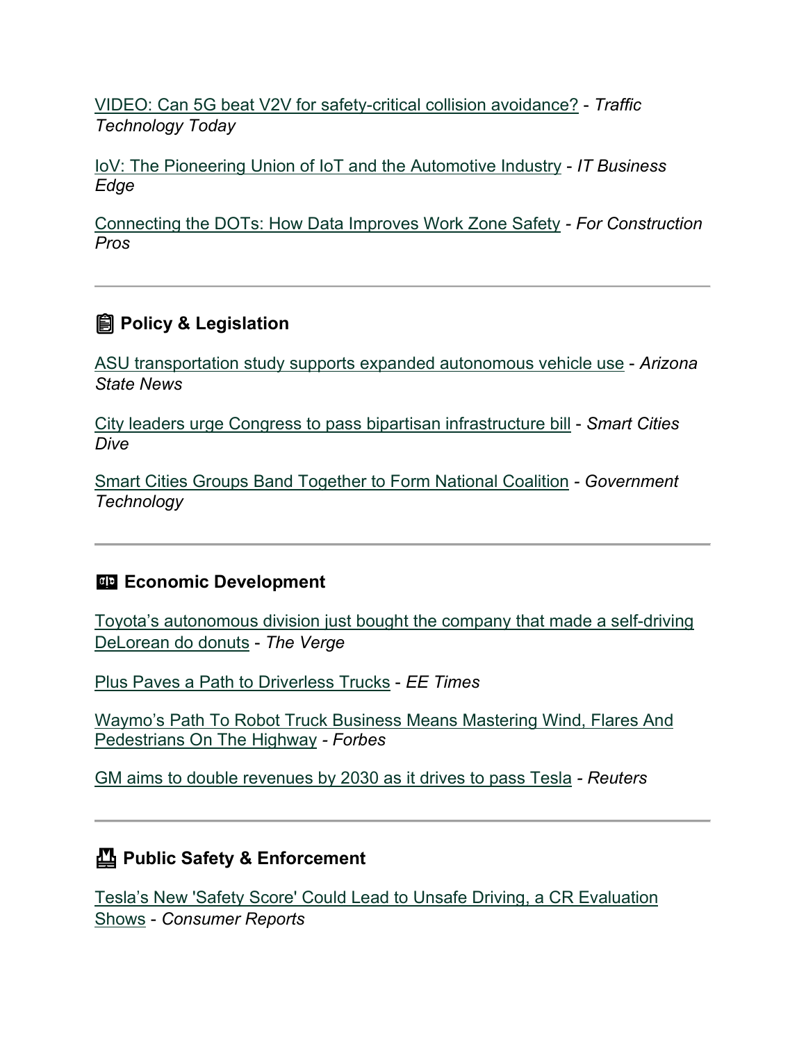VIDEO: Can 5G beat V2V for safety-critical collision avoidance? - *Traffic Technology Today*

IoV: The Pioneering Union of IoT and the Automotive Industry - *IT Business Edge*

Connecting the DOTs: How Data Improves Work Zone Safety - *For Construction Pros*

---

## 📋 Policy & Legislation

ASU transportation study supports expanded autonomous vehicle use - *Arizona State News*

City leaders urge Congress to pass bipartisan infrastructure bill - *Smart Cities Dive*

Smart Cities Groups Band Together to Form National Coalition - *Government Technology*

---

## Economic Development

Toyota's autonomous division just bought the company that made a self-driving DeLorean do donuts - *The Verge*

Plus Paves a Path to Driverless Trucks - *EE Times*

Waymo's Path To Robot Truck Business Means Mastering Wind, Flares And Pedestrians On The Highway - *Forbes*

GM aims to double revenues by 2030 as it drives to pass Tesla - *Reuters*

---

## Public Safety & Enforcement

Tesla's New 'Safety Score' Could Lead to Unsafe Driving, a CR Evaluation Shows - *Consumer Reports*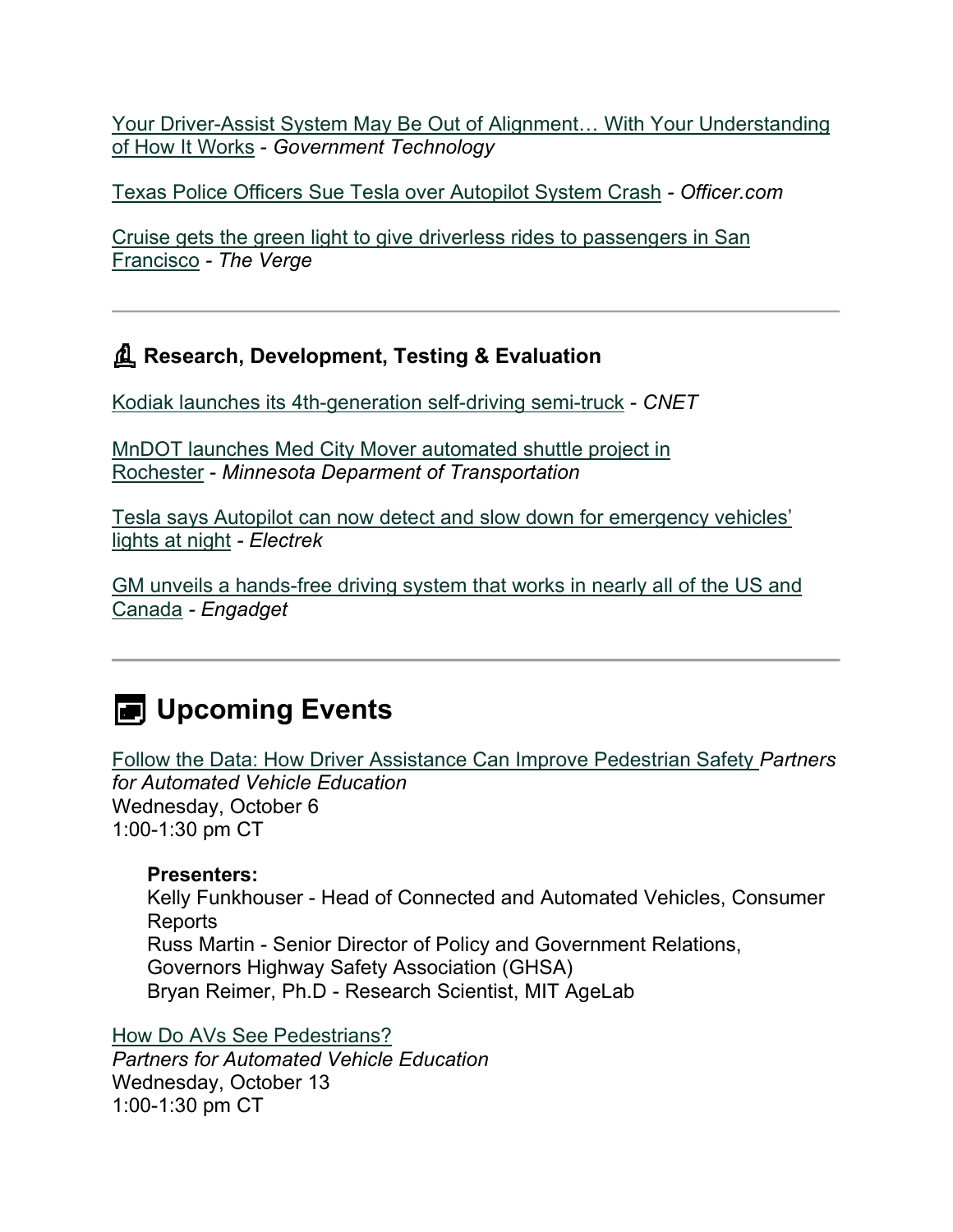Your Driver-Assist System May Be Out of Alignment… With Your Understanding of How It Works - *Government Technology*

Texas Police Officers Sue Tesla over Autopilot System Crash - *Officer.com*

Cruise gets the green light to give driverless rides to passengers in San Francisco - *The Verge*

---

### Research, Development, Testing & Evaluation

Kodiak launches its 4th-generation self-driving semi-truck - *CNET*

MnDOT launches Med City Mover automated shuttle project in Rochester - *Minnesota Deparment of Transportation*

Tesla says Autopilot can now detect and slow down for emergency vehicles' lights at night - *Electrek*

GM unveils a hands-free driving system that works in nearly all of the US and Canada - *Engadget*

---

## Upcoming Events

Follow the Data: How Driver Assistance Can Improve Pedestrian Safety *Partners for Automated Vehicle Education*
Wednesday, October 6
1:00-1:30 pm CT

**Presenters:**
Kelly Funkhouser - Head of Connected and Automated Vehicles, Consumer Reports
Russ Martin - Senior Director of Policy and Government Relations, Governors Highway Safety Association (GHSA)
Bryan Reimer, Ph.D - Research Scientist, MIT AgeLab

How Do AVs See Pedestrians?
*Partners for Automated Vehicle Education*
Wednesday, October 13
1:00-1:30 pm CT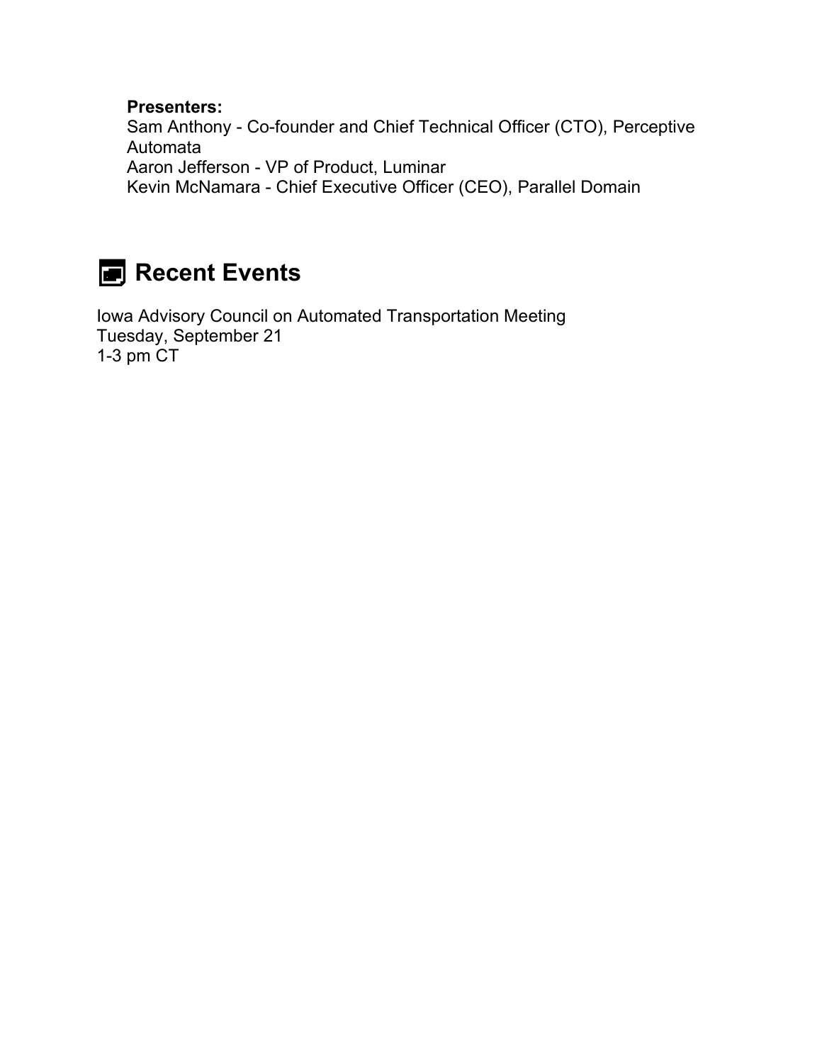**Presenters:**
Sam Anthony - Co-founder and Chief Technical Officer (CTO), Perceptive Automata
Aaron Jefferson - VP of Product, Luminar
Kevin McNamara - Chief Executive Officer (CEO), Parallel Domain

## Recent Events

Iowa Advisory Council on Automated Transportation Meeting
Tuesday, September 21
1-3 pm CT